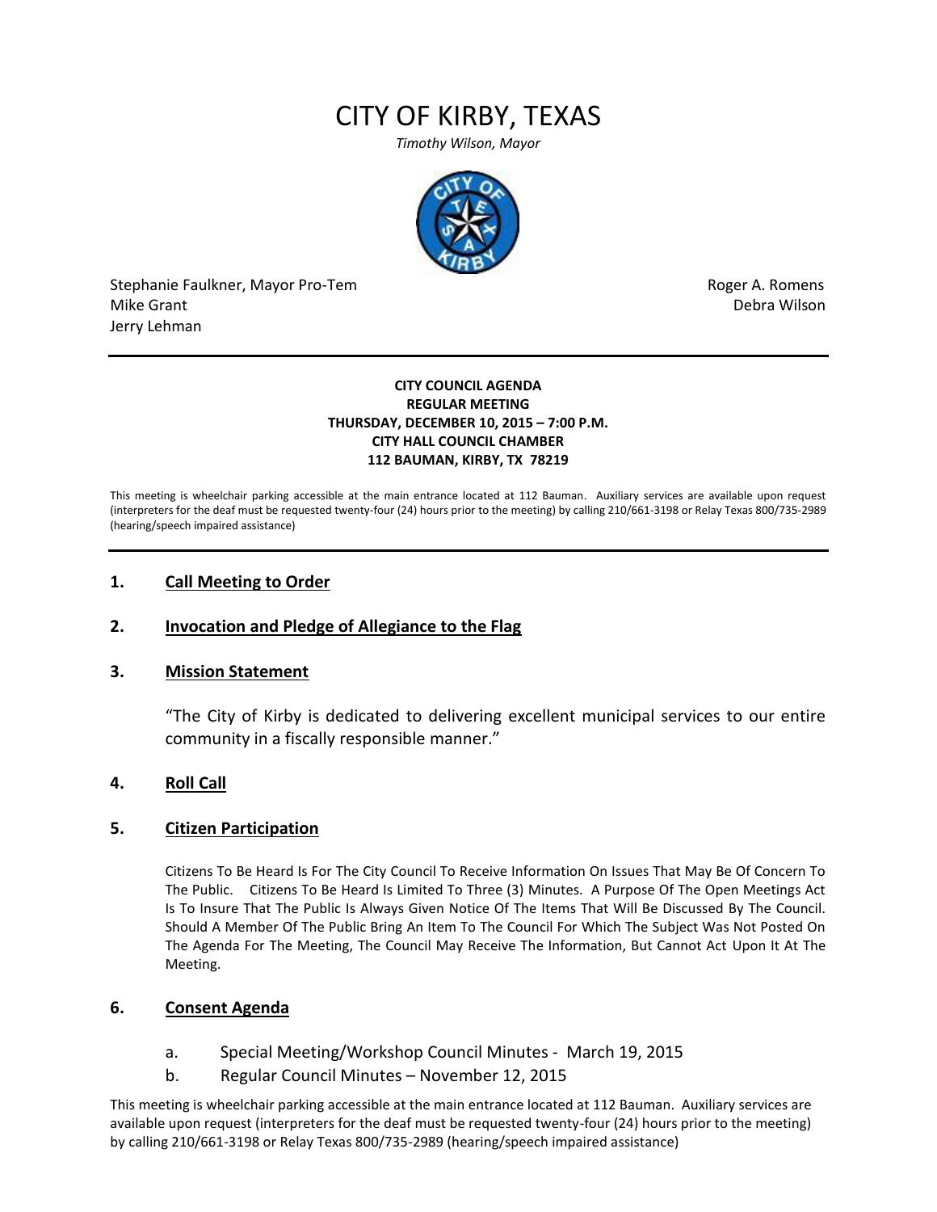# CITY OF KIRBY, TEXAS

*Timothy Wilson, Mayor*

Stephanie Faulkner, Mayor Pro-Tem
Mike Grant
Jerry Lehman

Roger A. Romens
Debra Wilson

---

**CITY COUNCIL AGENDA**
**REGULAR MEETING**
**THURSDAY, DECEMBER 10, 2015 – 7:00 P.M.**
**CITY HALL COUNCIL CHAMBER**
**112 BAUMAN, KIRBY, TX 78219**

This meeting is wheelchair parking accessible at the main entrance located at 112 Bauman. Auxiliary services are available upon request (interpreters for the deaf must be requested twenty-four (24) hours prior to the meeting) by calling 210/661-3198 or Relay Texas 800/735-2989 (hearing/speech impaired assistance)

---

## 1. Call Meeting to Order

## 2. Invocation and Pledge of Allegiance to the Flag

## 3. Mission Statement

"The City of Kirby is dedicated to delivering excellent municipal services to our entire community in a fiscally responsible manner."

## 4. Roll Call

## 5. Citizen Participation

Citizens To Be Heard Is For The City Council To Receive Information On Issues That May Be Of Concern To The Public. Citizens To Be Heard Is Limited To Three (3) Minutes. A Purpose Of The Open Meetings Act Is To Insure That The Public Is Always Given Notice Of The Items That Will Be Discussed By The Council. Should A Member Of The Public Bring An Item To The Council For Which The Subject Was Not Posted On The Agenda For The Meeting, The Council May Receive The Information, But Cannot Act Upon It At The Meeting.

## 6. Consent Agenda

a. Special Meeting/Workshop Council Minutes - March 19, 2015

b. Regular Council Minutes – November 12, 2015

This meeting is wheelchair parking accessible at the main entrance located at 112 Bauman. Auxiliary services are available upon request (interpreters for the deaf must be requested twenty-four (24) hours prior to the meeting) by calling 210/661-3198 or Relay Texas 800/735-2989 (hearing/speech impaired assistance)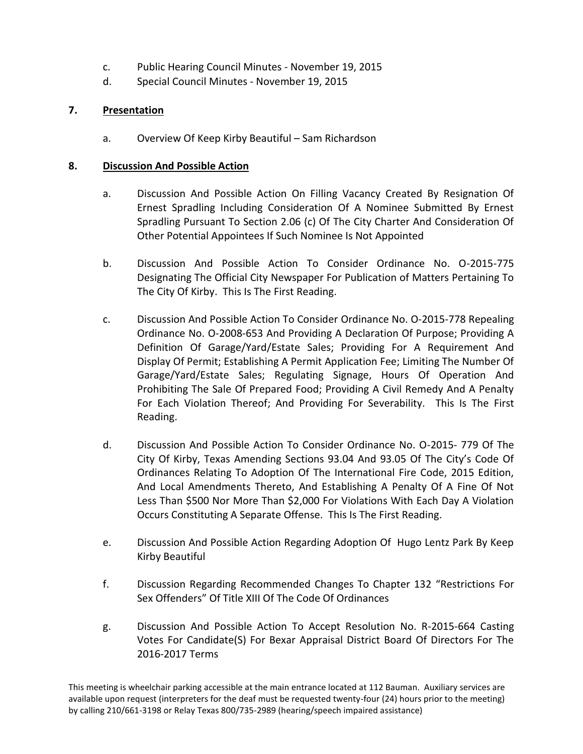c. Public Hearing Council Minutes - November 19, 2015

d. Special Council Minutes - November 19, 2015

**7. <u>Presentation</u>**

a. Overview Of Keep Kirby Beautiful – Sam Richardson

**8. <u>Discussion And Possible Action</u>**

a. Discussion And Possible Action On Filling Vacancy Created By Resignation Of Ernest Spradling Including Consideration Of A Nominee Submitted By Ernest Spradling Pursuant To Section 2.06 (c) Of The City Charter And Consideration Of Other Potential Appointees If Such Nominee Is Not Appointed

b. Discussion And Possible Action To Consider Ordinance No. O-2015-775 Designating The Official City Newspaper For Publication of Matters Pertaining To The City Of Kirby. This Is The First Reading.

c. Discussion And Possible Action To Consider Ordinance No. O-2015-778 Repealing Ordinance No. O-2008-653 And Providing A Declaration Of Purpose; Providing A Definition Of Garage/Yard/Estate Sales; Providing For A Requirement And Display Of Permit; Establishing A Permit Application Fee; Limiting The Number Of Garage/Yard/Estate Sales; Regulating Signage, Hours Of Operation And Prohibiting The Sale Of Prepared Food; Providing A Civil Remedy And A Penalty For Each Violation Thereof; And Providing For Severability. This Is The First Reading.

d. Discussion And Possible Action To Consider Ordinance No. O-2015- 779 Of The City Of Kirby, Texas Amending Sections 93.04 And 93.05 Of The City's Code Of Ordinances Relating To Adoption Of The International Fire Code, 2015 Edition, And Local Amendments Thereto, And Establishing A Penalty Of A Fine Of Not Less Than $500 Nor More Than $2,000 For Violations With Each Day A Violation Occurs Constituting A Separate Offense. This Is The First Reading.

e. Discussion And Possible Action Regarding Adoption Of Hugo Lentz Park By Keep Kirby Beautiful

f. Discussion Regarding Recommended Changes To Chapter 132 "Restrictions For Sex Offenders" Of Title XIII Of The Code Of Ordinances

g. Discussion And Possible Action To Accept Resolution No. R-2015-664 Casting Votes For Candidate(S) For Bexar Appraisal District Board Of Directors For The 2016-2017 Terms

This meeting is wheelchair parking accessible at the main entrance located at 112 Bauman. Auxiliary services are available upon request (interpreters for the deaf must be requested twenty-four (24) hours prior to the meeting) by calling 210/661-3198 or Relay Texas 800/735-2989 (hearing/speech impaired assistance)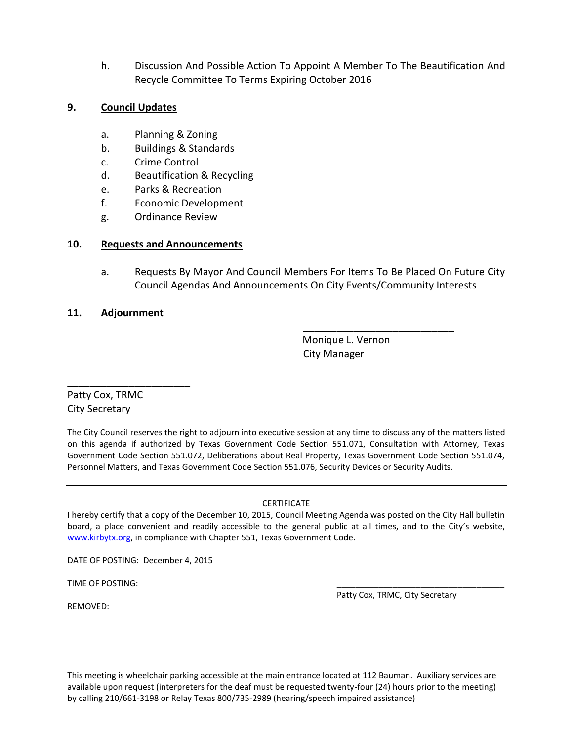h. Discussion And Possible Action To Appoint A Member To The Beautification And Recycle Committee To Terms Expiring October 2016

## 9. Council Updates

a. Planning & Zoning
b. Buildings & Standards
c. Crime Control
d. Beautification & Recycling
e. Parks & Recreation
f. Economic Development
g. Ordinance Review

## 10. Requests and Announcements

a. Requests By Mayor And Council Members For Items To Be Placed On Future City Council Agendas And Announcements On City Events/Community Interests

## 11. Adjournment

\_\_\_\_\_\_\_\_\_\_\_\_\_\_\_\_\_\_\_\_\_\_\_\_\_\_\_\_
Monique L. Vernon
City Manager

\_\_\_\_\_\_\_\_\_\_\_\_\_\_\_\_\_\_\_\_\_\_\_
Patty Cox, TRMC
City Secretary

The City Council reserves the right to adjourn into executive session at any time to discuss any of the matters listed on this agenda if authorized by Texas Government Code Section 551.071, Consultation with Attorney, Texas Government Code Section 551.072, Deliberations about Real Property, Texas Government Code Section 551.074, Personnel Matters, and Texas Government Code Section 551.076, Security Devices or Security Audits.

---

CERTIFICATE

I hereby certify that a copy of the December 10, 2015, Council Meeting Agenda was posted on the City Hall bulletin board, a place convenient and readily accessible to the general public at all times, and to the City's website, www.kirbytx.org, in compliance with Chapter 551, Texas Government Code.

DATE OF POSTING: December 4, 2015

TIME OF POSTING:

\_\_\_\_\_\_\_\_\_\_\_\_\_\_\_\_\_\_\_\_\_\_\_\_\_\_\_\_\_\_\_\_\_\_\_
Patty Cox, TRMC, City Secretary

REMOVED:

This meeting is wheelchair parking accessible at the main entrance located at 112 Bauman. Auxiliary services are available upon request (interpreters for the deaf must be requested twenty-four (24) hours prior to the meeting) by calling 210/661-3198 or Relay Texas 800/735-2989 (hearing/speech impaired assistance)